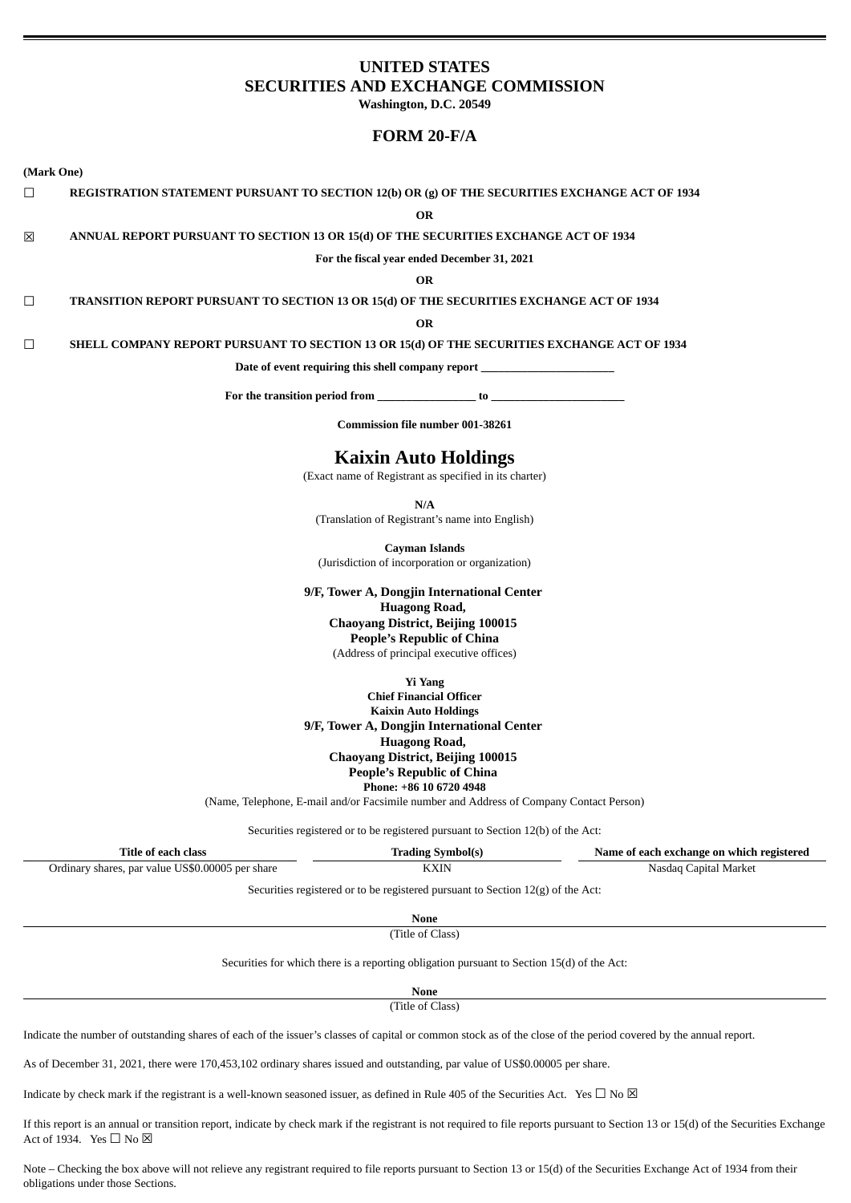# UNITED STATES
# SECURITIES AND EXCHANGE COMMISSION

**Washington, D.C. 20549**

## FORM 20-F/A

**(Mark One)**

☐ **REGISTRATION STATEMENT PURSUANT TO SECTION 12(b) OR (g) OF THE SECURITIES EXCHANGE ACT OF 1934**

**OR**

☒ **ANNUAL REPORT PURSUANT TO SECTION 13 OR 15(d) OF THE SECURITIES EXCHANGE ACT OF 1934**

**For the fiscal year ended December 31, 2021**

**OR**

☐ **TRANSITION REPORT PURSUANT TO SECTION 13 OR 15(d) OF THE SECURITIES EXCHANGE ACT OF 1934**

**OR**

☐ **SHELL COMPANY REPORT PURSUANT TO SECTION 13 OR 15(d) OF THE SECURITIES EXCHANGE ACT OF 1934**

**Date of event requiring this shell company report \_\_\_\_\_\_\_\_\_\_\_\_\_\_\_\_\_\_\_\_\_\_\_**

**For the transition period from \_\_\_\_\_\_\_\_\_\_\_\_\_\_\_\_\_ to \_\_\_\_\_\_\_\_\_\_\_\_\_\_\_\_\_\_\_\_\_\_\_**

**Commission file number 001-38261**

# Kaixin Auto Holdings

(Exact name of Registrant as specified in its charter)

**N/A**

(Translation of Registrant's name into English)

**Cayman Islands**

(Jurisdiction of incorporation or organization)

**9/F, Tower A, Dongjin International Center**
**Huagong Road,**
**Chaoyang District, Beijing 100015**
**People's Republic of China**

(Address of principal executive offices)

**Yi Yang**
**Chief Financial Officer**
**Kaixin Auto Holdings**
**9/F, Tower A, Dongjin International Center**
**Huagong Road,**
**Chaoyang District, Beijing 100015**
**People's Republic of China**
**Phone: +86 10 6720 4948**

(Name, Telephone, E-mail and/or Facsimile number and Address of Company Contact Person)

Securities registered or to be registered pursuant to Section 12(b) of the Act:

| Title of each class | Trading Symbol(s) | Name of each exchange on which registered |
|---|---|---|
| Ordinary shares, par value US$0.00005 per share | KXIN | Nasdaq Capital Market |

Securities registered or to be registered pursuant to Section 12(g) of the Act:

**None**

(Title of Class)

Securities for which there is a reporting obligation pursuant to Section 15(d) of the Act:

**None**

(Title of Class)

Indicate the number of outstanding shares of each of the issuer's classes of capital or common stock as of the close of the period covered by the annual report.

As of December 31, 2021, there were 170,453,102 ordinary shares issued and outstanding, par value of US$0.00005 per share.

Indicate by check mark if the registrant is a well-known seasoned issuer, as defined in Rule 405 of the Securities Act. Yes ☐ No ☒

If this report is an annual or transition report, indicate by check mark if the registrant is not required to file reports pursuant to Section 13 or 15(d) of the Securities Exchange Act of 1934. Yes ☐ No ☒

Note – Checking the box above will not relieve any registrant required to file reports pursuant to Section 13 or 15(d) of the Securities Exchange Act of 1934 from their obligations under those Sections.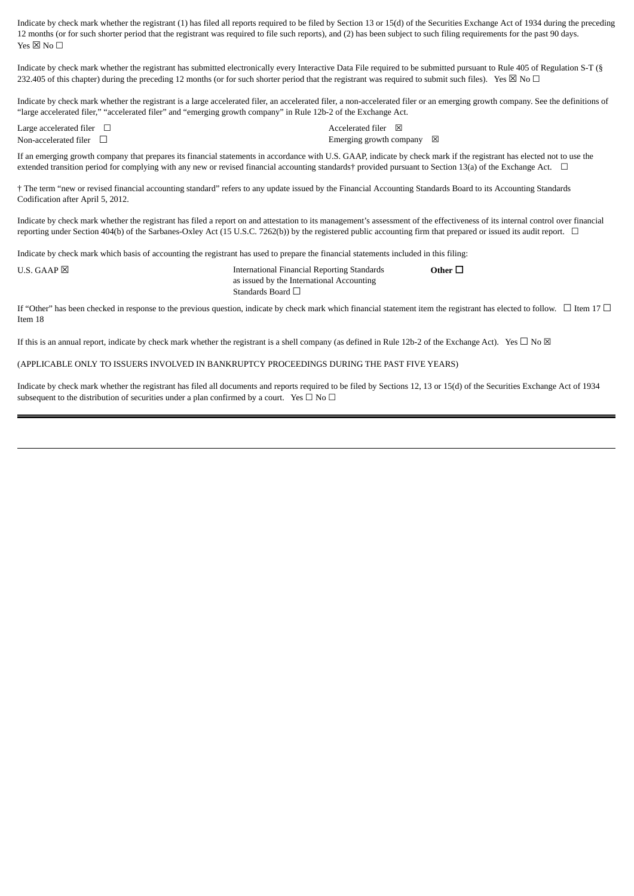Indicate by check mark whether the registrant (1) has filed all reports required to be filed by Section 13 or 15(d) of the Securities Exchange Act of 1934 during the preceding 12 months (or for such shorter period that the registrant was required to file such reports), and (2) has been subject to such filing requirements for the past 90 days.
Yes ☒ No ☐

Indicate by check mark whether the registrant has submitted electronically every Interactive Data File required to be submitted pursuant to Rule 405 of Regulation S-T (§ 232.405 of this chapter) during the preceding 12 months (or for such shorter period that the registrant was required to submit such files). Yes ☒ No ☐

Indicate by check mark whether the registrant is a large accelerated filer, an accelerated filer, a non-accelerated filer or an emerging growth company. See the definitions of "large accelerated filer," "accelerated filer" and "emerging growth company" in Rule 12b-2 of the Exchange Act.

| | |
|---|---|
| Large accelerated filer ☐ | Accelerated filer ☒ |
| Non-accelerated filer ☐ | Emerging growth company ☒ |

If an emerging growth company that prepares its financial statements in accordance with U.S. GAAP, indicate by check mark if the registrant has elected not to use the extended transition period for complying with any new or revised financial accounting standards† provided pursuant to Section 13(a) of the Exchange Act. ☐

† The term "new or revised financial accounting standard" refers to any update issued by the Financial Accounting Standards Board to its Accounting Standards Codification after April 5, 2012.

Indicate by check mark whether the registrant has filed a report on and attestation to its management's assessment of the effectiveness of its internal control over financial reporting under Section 404(b) of the Sarbanes-Oxley Act (15 U.S.C. 7262(b)) by the registered public accounting firm that prepared or issued its audit report. ☐

Indicate by check mark which basis of accounting the registrant has used to prepare the financial statements included in this filing:

| | | |
|---|---|---|
| U.S. GAAP ☒ | International Financial Reporting Standards as issued by the International Accounting Standards Board ☐ | **Other ☐** |

If "Other" has been checked in response to the previous question, indicate by check mark which financial statement item the registrant has elected to follow. ☐ Item 17 ☐ Item 18

If this is an annual report, indicate by check mark whether the registrant is a shell company (as defined in Rule 12b-2 of the Exchange Act). Yes ☐ No ☒

(APPLICABLE ONLY TO ISSUERS INVOLVED IN BANKRUPTCY PROCEEDINGS DURING THE PAST FIVE YEARS)

Indicate by check mark whether the registrant has filed all documents and reports required to be filed by Sections 12, 13 or 15(d) of the Securities Exchange Act of 1934 subsequent to the distribution of securities under a plan confirmed by a court. Yes ☐ No ☐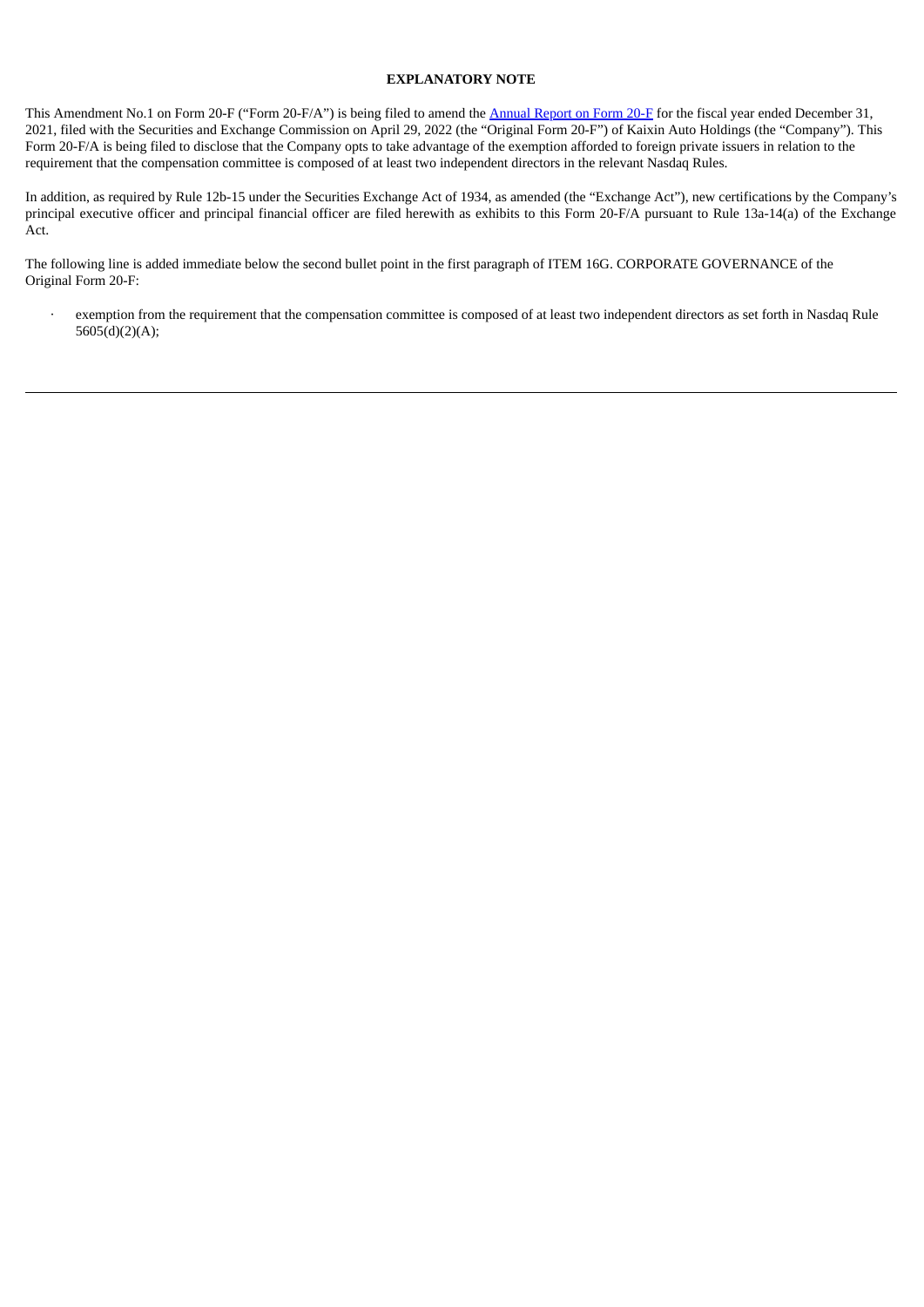## EXPLANATORY NOTE

This Amendment No.1 on Form 20-F ("Form 20-F/A") is being filed to amend the Annual Report on Form 20-F for the fiscal year ended December 31, 2021, filed with the Securities and Exchange Commission on April 29, 2022 (the "Original Form 20-F") of Kaixin Auto Holdings (the "Company"). This Form 20-F/A is being filed to disclose that the Company opts to take advantage of the exemption afforded to foreign private issuers in relation to the requirement that the compensation committee is composed of at least two independent directors in the relevant Nasdaq Rules.

In addition, as required by Rule 12b-15 under the Securities Exchange Act of 1934, as amended (the "Exchange Act"), new certifications by the Company's principal executive officer and principal financial officer are filed herewith as exhibits to this Form 20-F/A pursuant to Rule 13a-14(a) of the Exchange Act.

The following line is added immediate below the second bullet point in the first paragraph of ITEM 16G. CORPORATE GOVERNANCE of the Original Form 20-F:

- exemption from the requirement that the compensation committee is composed of at least two independent directors as set forth in Nasdaq Rule 5605(d)(2)(A);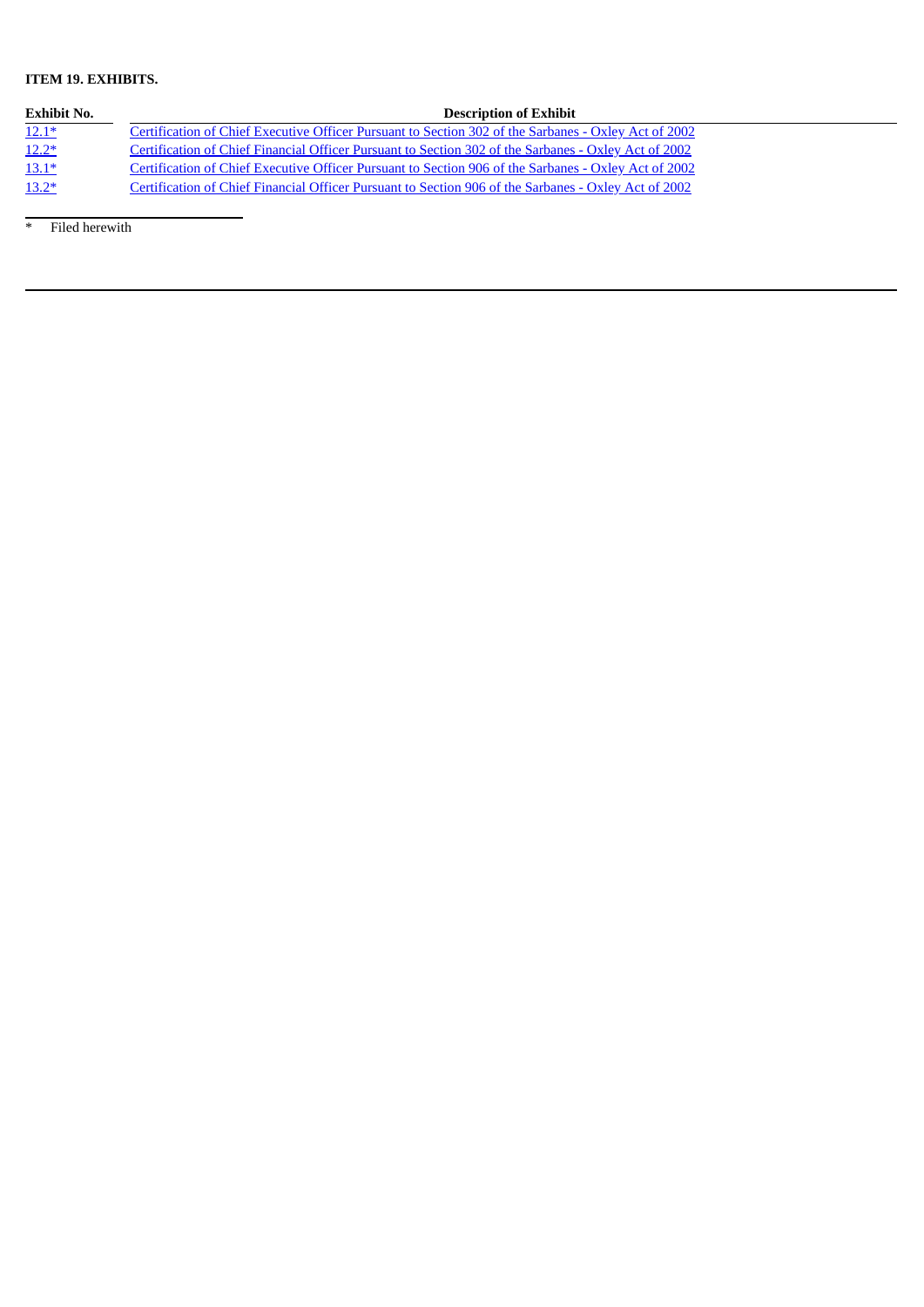**ITEM 19. EXHIBITS.**

| Exhibit No. | Description of Exhibit |
| --- | --- |
| 12.1* | Certification of Chief Executive Officer Pursuant to Section 302 of the Sarbanes - Oxley Act of 2002 |
| 12.2* | Certification of Chief Financial Officer Pursuant to Section 302 of the Sarbanes - Oxley Act of 2002 |
| 13.1* | Certification of Chief Executive Officer Pursuant to Section 906 of the Sarbanes - Oxley Act of 2002 |
| 13.2* | Certification of Chief Financial Officer Pursuant to Section 906 of the Sarbanes - Oxley Act of 2002 |

* Filed herewith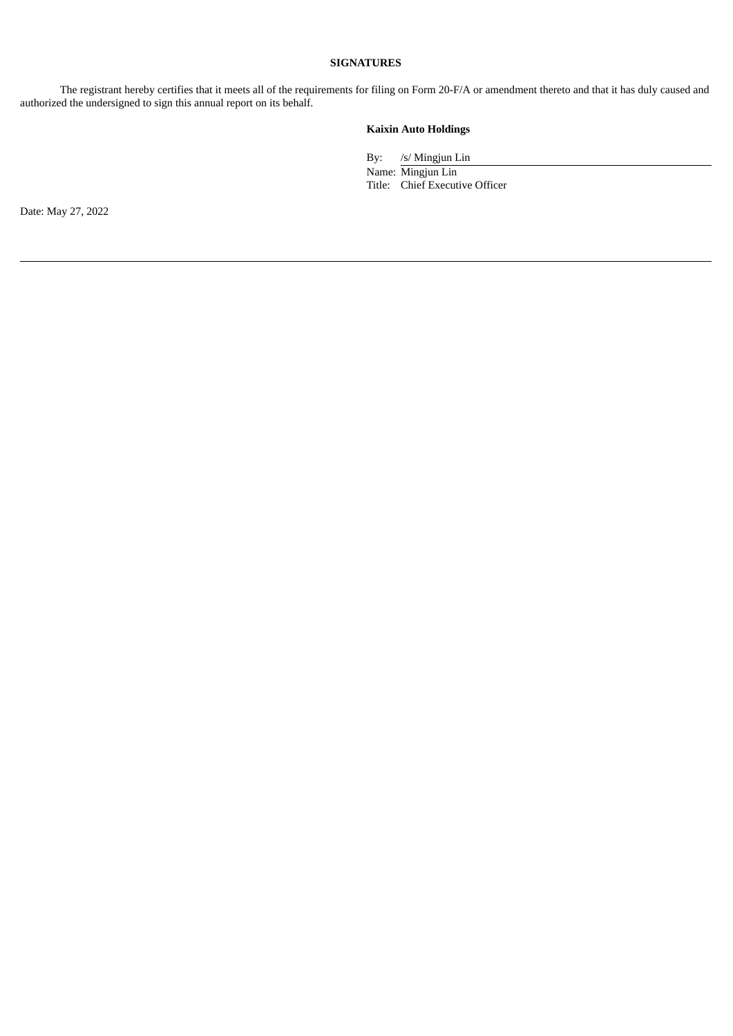## SIGNATURES

The registrant hereby certifies that it meets all of the requirements for filing on Form 20-F/A or amendment thereto and that it has duly caused and authorized the undersigned to sign this annual report on its behalf.

**Kaixin Auto Holdings**

By: /s/ Mingjun Lin

Name: Mingjun Lin

Title: Chief Executive Officer

Date: May 27, 2022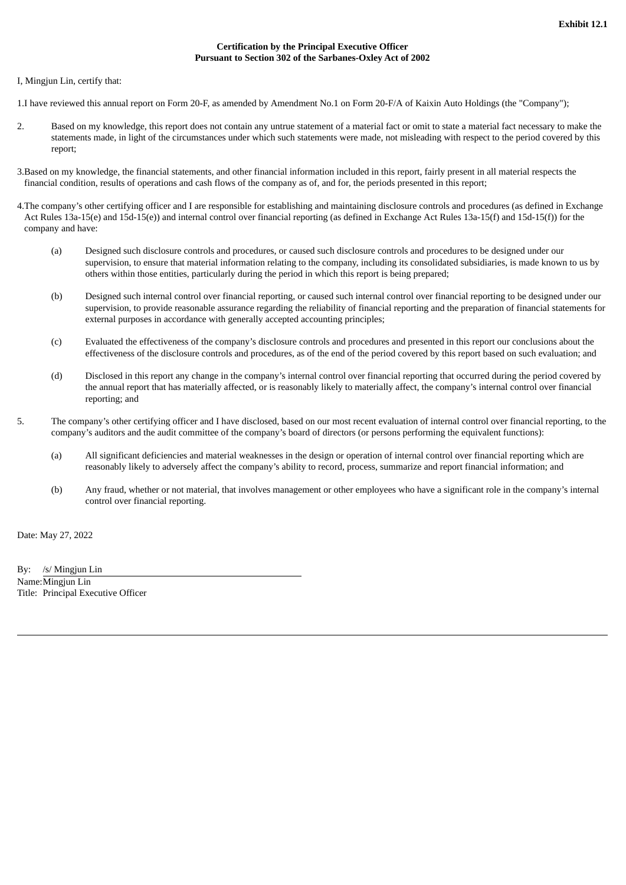**Exhibit 12.1**

**Certification by the Principal Executive Officer**
**Pursuant to Section 302 of the Sarbanes-Oxley Act of 2002**

I, Mingjun Lin, certify that:

1. I have reviewed this annual report on Form 20-F, as amended by Amendment No.1 on Form 20-F/A of Kaixin Auto Holdings (the "Company");

2. Based on my knowledge, this report does not contain any untrue statement of a material fact or omit to state a material fact necessary to make the statements made, in light of the circumstances under which such statements were made, not misleading with respect to the period covered by this report;

3. Based on my knowledge, the financial statements, and other financial information included in this report, fairly present in all material respects the financial condition, results of operations and cash flows of the company as of, and for, the periods presented in this report;

4. The company's other certifying officer and I are responsible for establishing and maintaining disclosure controls and procedures (as defined in Exchange Act Rules 13a-15(e) and 15d-15(e)) and internal control over financial reporting (as defined in Exchange Act Rules 13a-15(f) and 15d-15(f)) for the company and have:

   (a) Designed such disclosure controls and procedures, or caused such disclosure controls and procedures to be designed under our supervision, to ensure that material information relating to the company, including its consolidated subsidiaries, is made known to us by others within those entities, particularly during the period in which this report is being prepared;

   (b) Designed such internal control over financial reporting, or caused such internal control over financial reporting to be designed under our supervision, to provide reasonable assurance regarding the reliability of financial reporting and the preparation of financial statements for external purposes in accordance with generally accepted accounting principles;

   (c) Evaluated the effectiveness of the company's disclosure controls and procedures and presented in this report our conclusions about the effectiveness of the disclosure controls and procedures, as of the end of the period covered by this report based on such evaluation; and

   (d) Disclosed in this report any change in the company's internal control over financial reporting that occurred during the period covered by the annual report that has materially affected, or is reasonably likely to materially affect, the company's internal control over financial reporting; and

5. The company's other certifying officer and I have disclosed, based on our most recent evaluation of internal control over financial reporting, to the company's auditors and the audit committee of the company's board of directors (or persons performing the equivalent functions):

   (a) All significant deficiencies and material weaknesses in the design or operation of internal control over financial reporting which are reasonably likely to adversely affect the company's ability to record, process, summarize and report financial information; and

   (b) Any fraud, whether or not material, that involves management or other employees who have a significant role in the company's internal control over financial reporting.

Date: May 27, 2022

By: /s/ Mingjun Lin
Name: Mingjun Lin
Title: Principal Executive Officer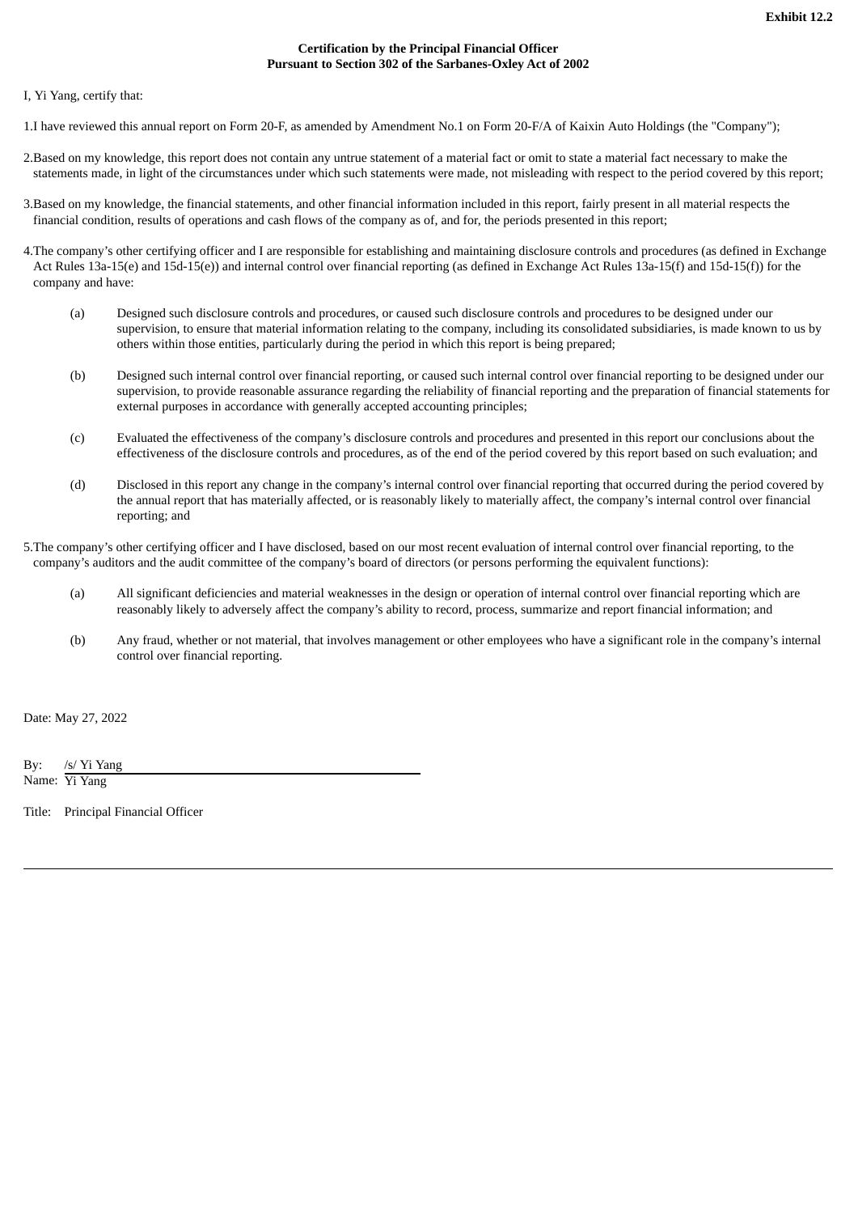**Exhibit 12.2**

**Certification by the Principal Financial Officer**
**Pursuant to Section 302 of the Sarbanes-Oxley Act of 2002**

I, Yi Yang, certify that:

1. I have reviewed this annual report on Form 20-F, as amended by Amendment No.1 on Form 20-F/A of Kaixin Auto Holdings (the "Company");

2. Based on my knowledge, this report does not contain any untrue statement of a material fact or omit to state a material fact necessary to make the statements made, in light of the circumstances under which such statements were made, not misleading with respect to the period covered by this report;

3. Based on my knowledge, the financial statements, and other financial information included in this report, fairly present in all material respects the financial condition, results of operations and cash flows of the company as of, and for, the periods presented in this report;

4. The company's other certifying officer and I are responsible for establishing and maintaining disclosure controls and procedures (as defined in Exchange Act Rules 13a-15(e) and 15d-15(e)) and internal control over financial reporting (as defined in Exchange Act Rules 13a-15(f) and 15d-15(f)) for the company and have:

   (a) Designed such disclosure controls and procedures, or caused such disclosure controls and procedures to be designed under our supervision, to ensure that material information relating to the company, including its consolidated subsidiaries, is made known to us by others within those entities, particularly during the period in which this report is being prepared;

   (b) Designed such internal control over financial reporting, or caused such internal control over financial reporting to be designed under our supervision, to provide reasonable assurance regarding the reliability of financial reporting and the preparation of financial statements for external purposes in accordance with generally accepted accounting principles;

   (c) Evaluated the effectiveness of the company's disclosure controls and procedures and presented in this report our conclusions about the effectiveness of the disclosure controls and procedures, as of the end of the period covered by this report based on such evaluation; and

   (d) Disclosed in this report any change in the company's internal control over financial reporting that occurred during the period covered by the annual report that has materially affected, or is reasonably likely to materially affect, the company's internal control over financial reporting; and

5. The company's other certifying officer and I have disclosed, based on our most recent evaluation of internal control over financial reporting, to the company's auditors and the audit committee of the company's board of directors (or persons performing the equivalent functions):

   (a) All significant deficiencies and material weaknesses in the design or operation of internal control over financial reporting which are reasonably likely to adversely affect the company's ability to record, process, summarize and report financial information; and

   (b) Any fraud, whether or not material, that involves management or other employees who have a significant role in the company's internal control over financial reporting.

Date: May 27, 2022

By: /s/ Yi Yang
Name: Yi Yang

Title: Principal Financial Officer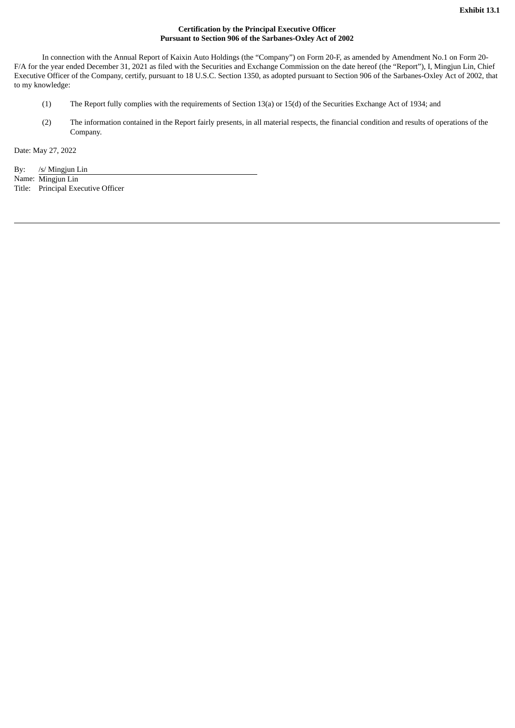**Exhibit 13.1**

**Certification by the Principal Executive Officer**
**Pursuant to Section 906 of the Sarbanes-Oxley Act of 2002**

In connection with the Annual Report of Kaixin Auto Holdings (the "Company") on Form 20-F, as amended by Amendment No.1 on Form 20-F/A for the year ended December 31, 2021 as filed with the Securities and Exchange Commission on the date hereof (the "Report"), I, Mingjun Lin, Chief Executive Officer of the Company, certify, pursuant to 18 U.S.C. Section 1350, as adopted pursuant to Section 906 of the Sarbanes-Oxley Act of 2002, that to my knowledge:

(1) The Report fully complies with the requirements of Section 13(a) or 15(d) of the Securities Exchange Act of 1934; and

(2) The information contained in the Report fairly presents, in all material respects, the financial condition and results of operations of the Company.

Date: May 27, 2022

By: /s/ Mingjun Lin
Name: Mingjun Lin
Title: Principal Executive Officer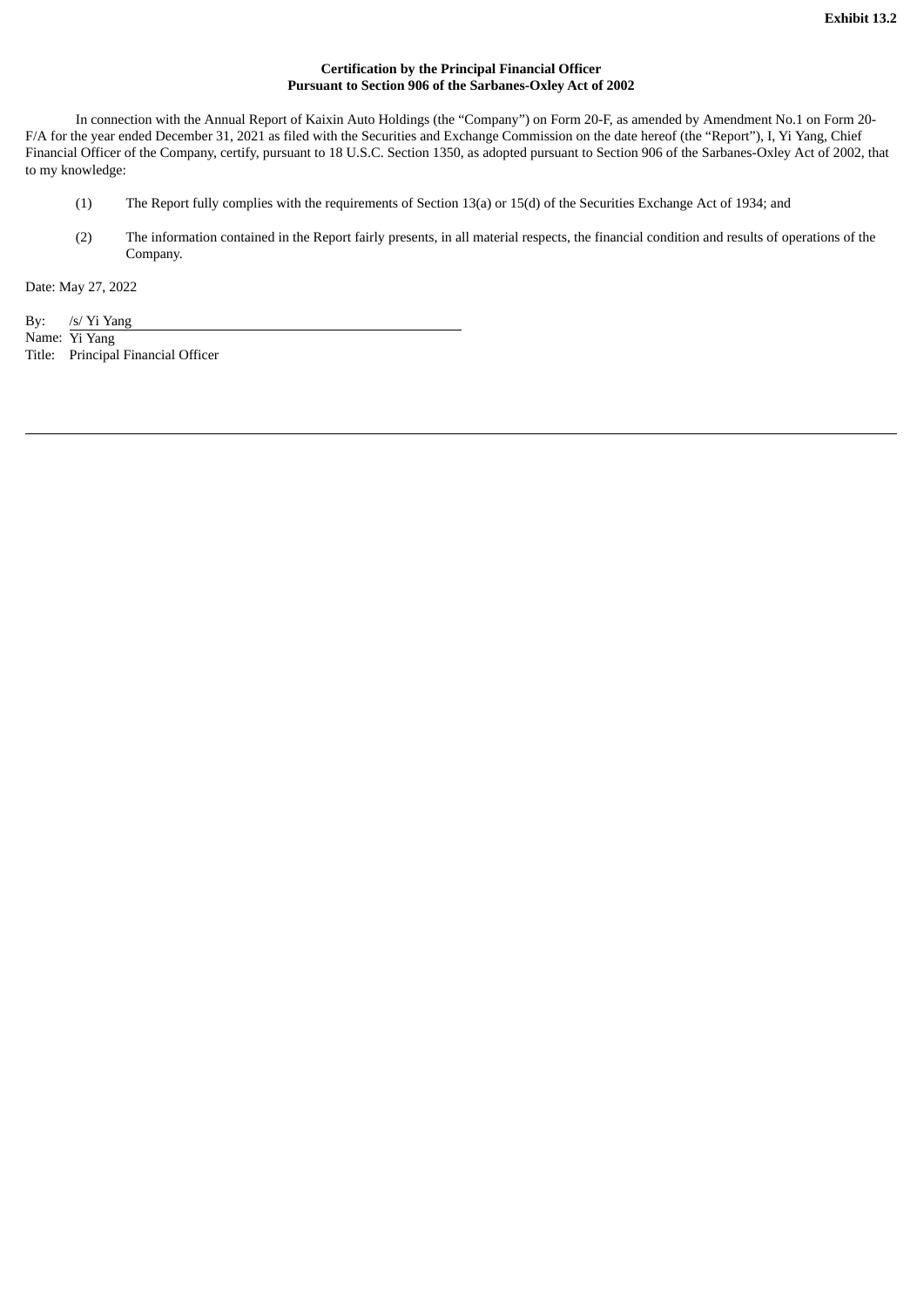**Exhibit 13.2**

**Certification by the Principal Financial Officer**
**Pursuant to Section 906 of the Sarbanes-Oxley Act of 2002**

In connection with the Annual Report of Kaixin Auto Holdings (the "Company") on Form 20-F, as amended by Amendment No.1 on Form 20-F/A for the year ended December 31, 2021 as filed with the Securities and Exchange Commission on the date hereof (the "Report"), I, Yi Yang, Chief Financial Officer of the Company, certify, pursuant to 18 U.S.C. Section 1350, as adopted pursuant to Section 906 of the Sarbanes-Oxley Act of 2002, that to my knowledge:

(1) The Report fully complies with the requirements of Section 13(a) or 15(d) of the Securities Exchange Act of 1934; and

(2) The information contained in the Report fairly presents, in all material respects, the financial condition and results of operations of the Company.

Date: May 27, 2022

By: /s/ Yi Yang
Name: Yi Yang
Title: Principal Financial Officer